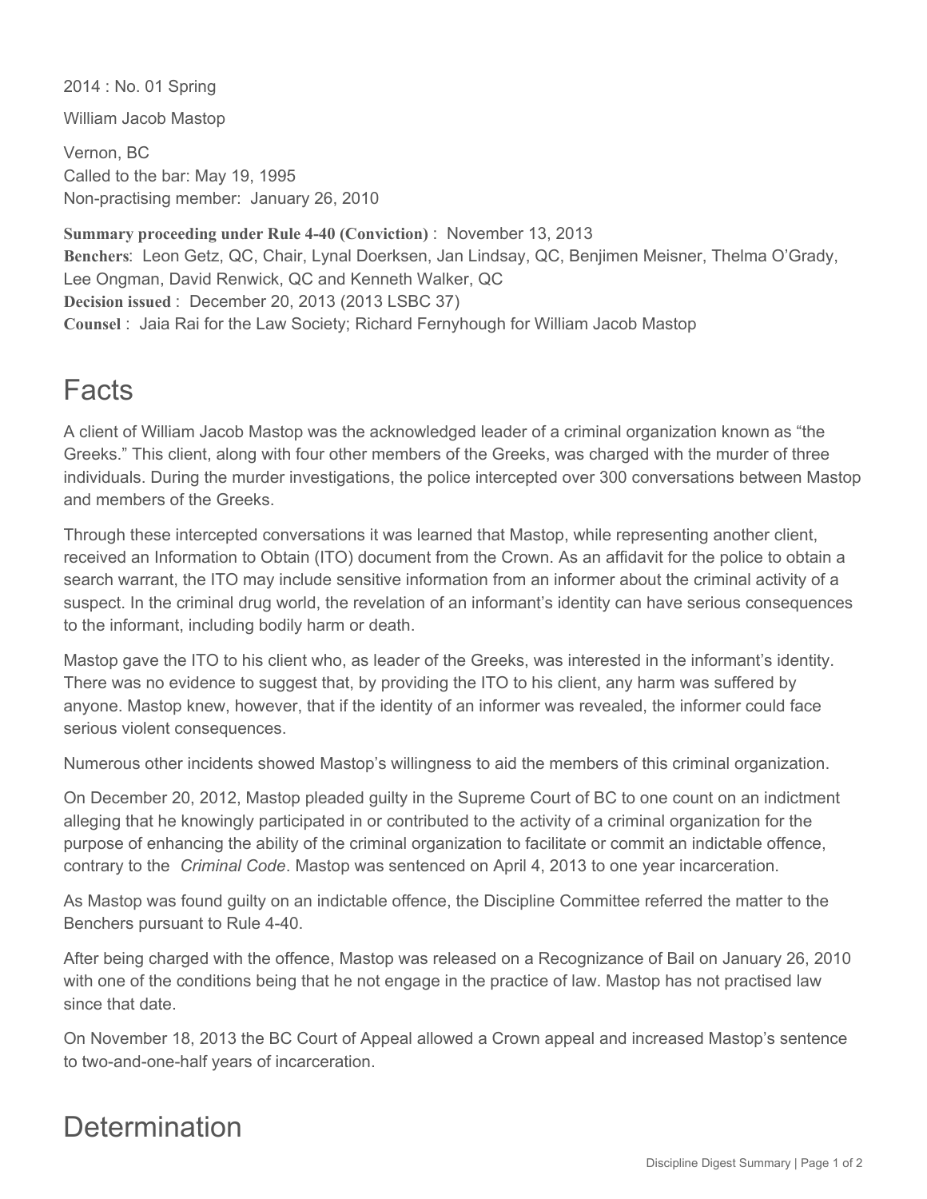2014 : No. 01 Spring

William Jacob Mastop

Vernon, BC
Called to the bar: May 19, 1995
Non-practising member: January 26, 2010

**Summary proceeding under Rule 4-40 (Conviction)** : November 13, 2013
**Benchers**: Leon Getz, QC, Chair, Lynal Doerksen, Jan Lindsay, QC, Benjimen Meisner, Thelma O'Grady, Lee Ongman, David Renwick, QC and Kenneth Walker, QC
**Decision issued** : December 20, 2013 (2013 LSBC 37)
**Counsel** : Jaia Rai for the Law Society; Richard Fernyhough for William Jacob Mastop

# Facts

A client of William Jacob Mastop was the acknowledged leader of a criminal organization known as "the Greeks." This client, along with four other members of the Greeks, was charged with the murder of three individuals. During the murder investigations, the police intercepted over 300 conversations between Mastop and members of the Greeks.

Through these intercepted conversations it was learned that Mastop, while representing another client, received an Information to Obtain (ITO) document from the Crown. As an affidavit for the police to obtain a search warrant, the ITO may include sensitive information from an informer about the criminal activity of a suspect. In the criminal drug world, the revelation of an informant's identity can have serious consequences to the informant, including bodily harm or death.

Mastop gave the ITO to his client who, as leader of the Greeks, was interested in the informant's identity. There was no evidence to suggest that, by providing the ITO to his client, any harm was suffered by anyone. Mastop knew, however, that if the identity of an informer was revealed, the informer could face serious violent consequences.

Numerous other incidents showed Mastop's willingness to aid the members of this criminal organization.

On December 20, 2012, Mastop pleaded guilty in the Supreme Court of BC to one count on an indictment alleging that he knowingly participated in or contributed to the activity of a criminal organization for the purpose of enhancing the ability of the criminal organization to facilitate or commit an indictable offence, contrary to the *Criminal Code*. Mastop was sentenced on April 4, 2013 to one year incarceration.

As Mastop was found guilty on an indictable offence, the Discipline Committee referred the matter to the Benchers pursuant to Rule 4-40.

After being charged with the offence, Mastop was released on a Recognizance of Bail on January 26, 2010 with one of the conditions being that he not engage in the practice of law. Mastop has not practised law since that date.

On November 18, 2013 the BC Court of Appeal allowed a Crown appeal and increased Mastop's sentence to two-and-one-half years of incarceration.

# Determination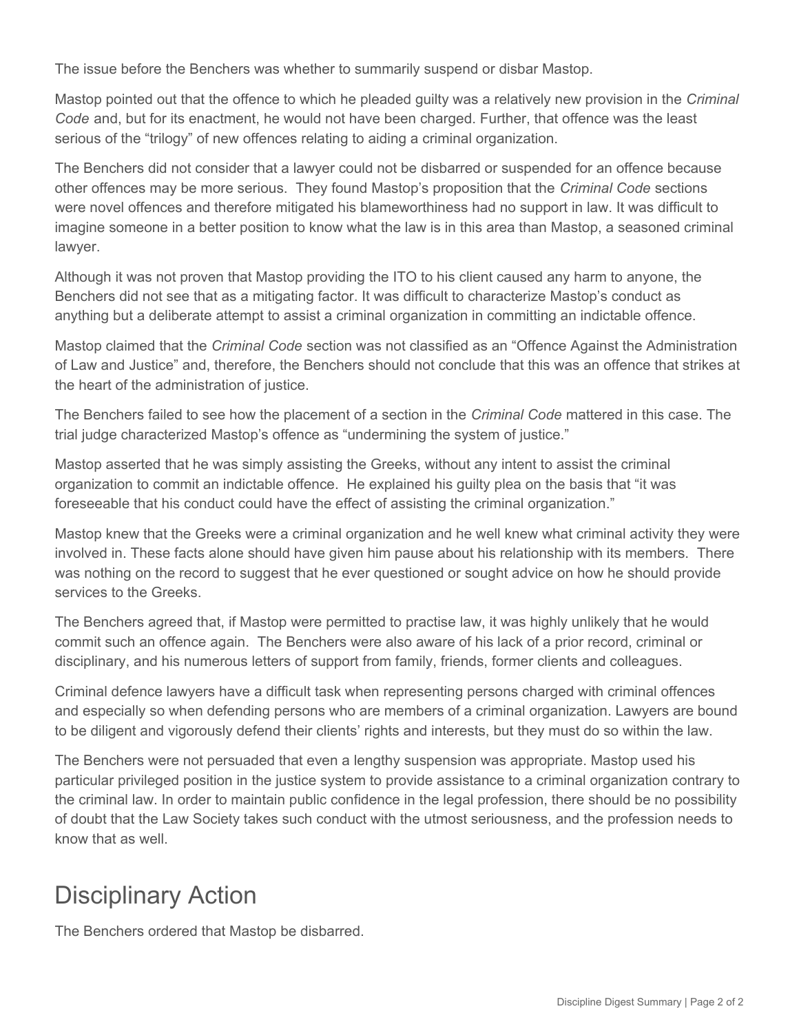The issue before the Benchers was whether to summarily suspend or disbar Mastop.

Mastop pointed out that the offence to which he pleaded guilty was a relatively new provision in the *Criminal Code* and, but for its enactment, he would not have been charged. Further, that offence was the least serious of the "trilogy" of new offences relating to aiding a criminal organization.

The Benchers did not consider that a lawyer could not be disbarred or suspended for an offence because other offences may be more serious. They found Mastop's proposition that the *Criminal Code* sections were novel offences and therefore mitigated his blameworthiness had no support in law. It was difficult to imagine someone in a better position to know what the law is in this area than Mastop, a seasoned criminal lawyer.

Although it was not proven that Mastop providing the ITO to his client caused any harm to anyone, the Benchers did not see that as a mitigating factor. It was difficult to characterize Mastop's conduct as anything but a deliberate attempt to assist a criminal organization in committing an indictable offence.

Mastop claimed that the *Criminal Code* section was not classified as an "Offence Against the Administration of Law and Justice" and, therefore, the Benchers should not conclude that this was an offence that strikes at the heart of the administration of justice.

The Benchers failed to see how the placement of a section in the *Criminal Code* mattered in this case. The trial judge characterized Mastop's offence as "undermining the system of justice."

Mastop asserted that he was simply assisting the Greeks, without any intent to assist the criminal organization to commit an indictable offence. He explained his guilty plea on the basis that "it was foreseeable that his conduct could have the effect of assisting the criminal organization."

Mastop knew that the Greeks were a criminal organization and he well knew what criminal activity they were involved in. These facts alone should have given him pause about his relationship with its members. There was nothing on the record to suggest that he ever questioned or sought advice on how he should provide services to the Greeks.

The Benchers agreed that, if Mastop were permitted to practise law, it was highly unlikely that he would commit such an offence again. The Benchers were also aware of his lack of a prior record, criminal or disciplinary, and his numerous letters of support from family, friends, former clients and colleagues.

Criminal defence lawyers have a difficult task when representing persons charged with criminal offences and especially so when defending persons who are members of a criminal organization. Lawyers are bound to be diligent and vigorously defend their clients' rights and interests, but they must do so within the law.

The Benchers were not persuaded that even a lengthy suspension was appropriate. Mastop used his particular privileged position in the justice system to provide assistance to a criminal organization contrary to the criminal law. In order to maintain public confidence in the legal profession, there should be no possibility of doubt that the Law Society takes such conduct with the utmost seriousness, and the profession needs to know that as well.

## Disciplinary Action

The Benchers ordered that Mastop be disbarred.